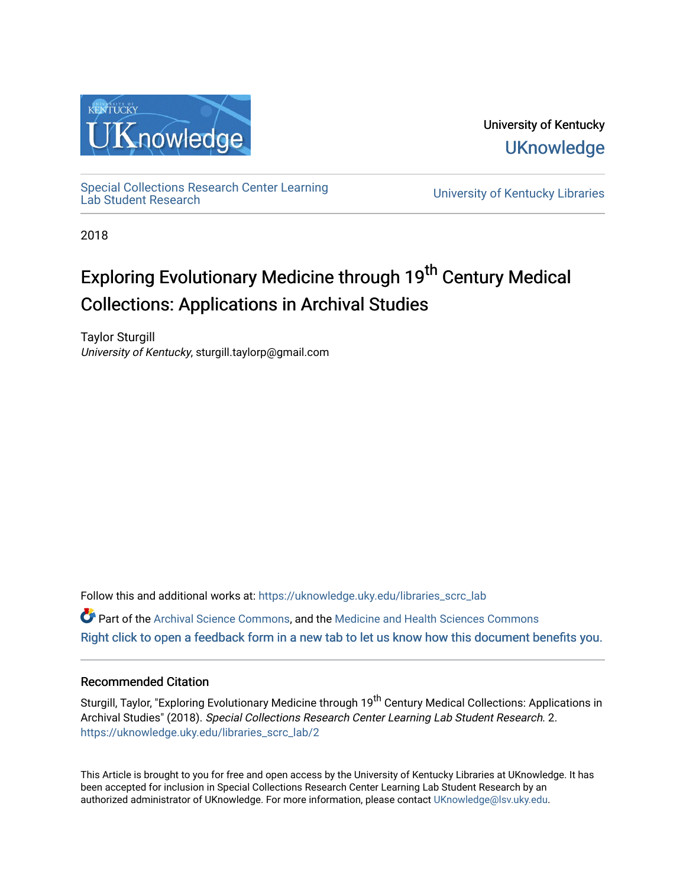University of Kentucky

UKnowledge

Special Collections Research Center Learning Lab Student Research

University of Kentucky Libraries

2018

# Exploring Evolutionary Medicine through 19th Century Medical Collections: Applications in Archival Studies

Taylor Sturgill
*University of Kentucky*, sturgill.taylorp@gmail.com

Follow this and additional works at: https://uknowledge.uky.edu/libraries_scrc_lab

Part of the Archival Science Commons, and the Medicine and Health Sciences Commons

Right click to open a feedback form in a new tab to let us know how this document benefits you.

## Recommended Citation

Sturgill, Taylor, "Exploring Evolutionary Medicine through 19th Century Medical Collections: Applications in Archival Studies" (2018). *Special Collections Research Center Learning Lab Student Research*. 2.
https://uknowledge.uky.edu/libraries_scrc_lab/2

This Article is brought to you for free and open access by the University of Kentucky Libraries at UKnowledge. It has been accepted for inclusion in Special Collections Research Center Learning Lab Student Research by an authorized administrator of UKnowledge. For more information, please contact UKnowledge@lsv.uky.edu.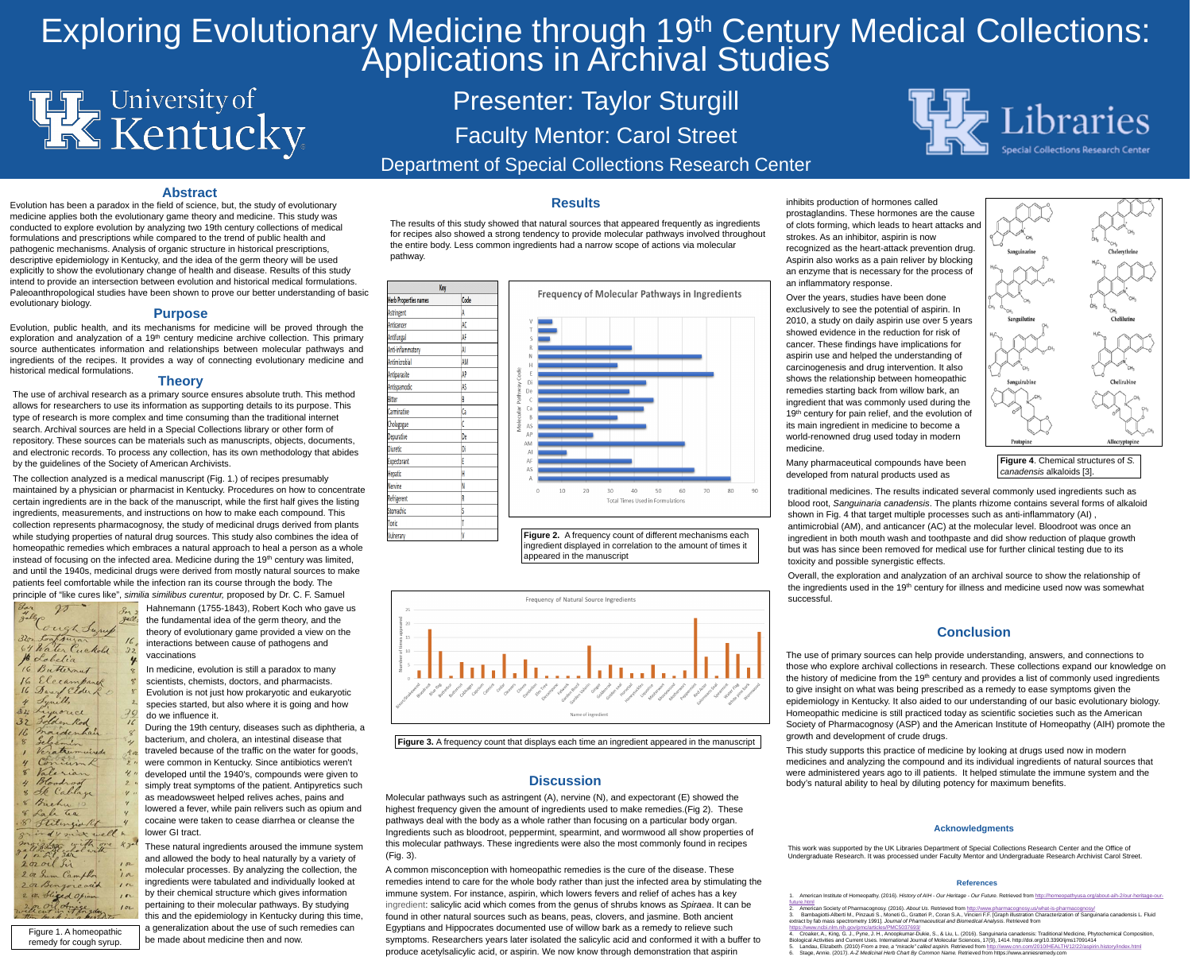# Exploring Evolutionary Medicine through 19th Century Medical Collections: Applications in Archival Studies

University of Kentucky

## Presenter: Taylor Sturgill

### Faculty Mentor: Carol Street

### Department of Special Collections Research Center

UK Libraries Special Collections Research Center

## Abstract

Evolution has been a paradox in the field of science, but, the study of evolutionary medicine applies both the evolutionary game theory and medicine. This study was conducted to explore evolution by analyzing two 19th century collections of medical formulations and prescriptions while compared to the trend of public health and pathogenic mechanisms. Analysis of organic structure in historical prescriptions, descriptive epidemiology in Kentucky, and the idea of the germ theory will be used explicitly to show the evolutionary change of health and disease. Results of this study intend to provide an intersection between evolution and historical medical formulations. Paleoanthropological studies have been shown to prove our better understanding of basic evolutionary biology.

## Purpose

Evolution, public health, and its mechanisms for medicine will be proved through the exploration and analyzation of a 19th century medicine archive collection. This primary source authenticates information and relationships between molecular pathways and ingredients of the recipes. It provides a way of connecting evolutionary medicine and historical medical formulations.

## Theory

The use of archival research as a primary source ensures absolute truth. This method allows for researchers to use its information as supporting details to its purpose. This type of research is more complex and time consuming than the traditional internet search. Archival sources are held in a Special Collections library or other form of repository. These sources can be materials such as manuscripts, objects, documents, and electronic records. To process any collection, has its own methodology that abides by the guidelines of the Society of American Archivists.

The collection analyzed is a medical manuscript (Fig. 1.) of recipes presumably maintained by a physician or pharmacist in Kentucky. Procedures on how to concentrate certain ingredients are in the back of the manuscript, while the first half gives the listing ingredients, measurements, and instructions on how to make each compound. This collection represents pharmacognosy, the study of medicinal drugs derived from plants while studying properties of natural drug sources. This study also combines the idea of homeopathic remedies which embraces a natural approach to heal a person as a whole instead of focusing on the infected area. Medicine during the 19th century was limited, and until the 1940s, medicinal drugs were derived from mostly natural sources to make patients feel comfortable while the infection ran its course through the body. The principle of "like cures like", *similia similibus curentur,* proposed by Dr. C. F. Samuel Hahnemann (1755-1843), Robert Koch who gave us the fundamental idea of the germ theory, and the theory of evolutionary game provided a view on the interactions between cause of pathogens and vaccinations

In medicine, evolution is still a paradox to many scientists, chemists, doctors, and pharmacists. Evolution is not just how prokaryotic and eukaryotic species started, but also where it is going and how do we influence it.

During the 19th century, diseases such as diphtheria, a bacterium, and cholera, an intestinal disease that traveled because of the traffic on the water for goods, were common in Kentucky. Since antibiotics weren't developed until the 1940's, compounds were given to simply treat symptoms of the patient. Antipyretics such as meadowsweet helped relives aches, pains and lowered a fever, while pain relivers such as opium and cocaine were taken to cease diarrhea or cleanse the lower GI tract.

These natural ingredients aroused the immune system and allowed the body to heal naturally by a variety of molecular processes. By analyzing the collection, the ingredients were tabulated and individually looked at by their chemical structure which gives information pertaining to their molecular pathways. By studying this and the epidemiology in Kentucky during this time, a generalization about the use of such remedies can be made about medicine then and now.

Figure 1. A homeopathic remedy for cough syrup.

## Results

The results of this study showed that natural sources that appeared frequently as ingredients for recipes also showed a strong tendency to provide molecular pathways involved throughout the entire body. Less common ingredients had a narrow scope of actions via molecular pathway.

| Key | |
|---|---|
| Herb Properties names | Code |
| Astringent | A |
| Anticancer | AC |
| Antifungal | AF |
| Anti-inflammatory | AI |
| Antimicrobial | AM |
| Antiparasite | AP |
| Antispasmodic | AS |
| Bitter | B |
| Carminative | Ca |
| Cholagogue | C |
| Depurative | De |
| Diuretic | Di |
| Expectorant | E |
| Hepatic | H |
| Nervine | N |
| Refrigerent | R |
| Stomachic | S |
| Tonic | T |
| Vulnerary | V |

Frequency of Molecular Pathways in Ingredients

Molecular Pathway Code

V, T, S, R, N, H, E, Di, De, C, Ca, B, AS, AP, AM, AI, AF, AS, A

0, 10, 20, 30, 40, 50, 60, 70, 80, 90

Total Times Used in Formulations

**Figure 2.** A frequency count of different mechanisms each ingredient displayed in correlation to the amount of times it appeared in the manuscript

Frequency of Natural Source Ingredients

Number of times appeared

0, 5, 10, 15, 20, 25

Name of Ingredient

**Figure 3.** A frequency count that displays each time an ingredient appeared in the manuscript

## Discussion

Molecular pathways such as astringent (A), nervine (N), and expectorant (E) showed the highest frequency given the amount of ingredients used to make remedies.(Fig 2). These pathways deal with the body as a whole rather than focusing on a particular body organ. Ingredients such as bloodroot, peppermint, spearmint, and wormwood all show properties of this molecular pathways. These ingredients were also the most commonly found in recipes (Fig. 3).

A common misconception with homeopathic remedies is the cure of the disease. These remedies intend to care for the whole body rather than just the infected area by stimulating the immune system. For instance, aspirin, which lowers fevers and relief of aches has a key ingredient: salicylic acid which comes from the genus of shrubs known as *Spiraea*. It can be found in other natural sources such as beans, peas, clovers, and jasmine. Both ancient Egyptians and Hippocrates documented use of willow bark as a remedy to relieve such symptoms. Researchers years later isolated the salicylic acid and conformed it with a buffer to produce acetylsalicylic acid, or aspirin. We now know through demonstration that aspirin inhibits production of hormones called prostaglandins. These hormones are the cause of clots forming, which leads to heart attacks and strokes. As an inhibitor, aspirin is now recognized as the heart-attack prevention drug. Aspirin also works as a pain reliver by blocking an enzyme that is necessary for the process of an inflammatory response.

Over the years, studies have been done exclusively to see the potential of aspirin. In 2010, a study on daily aspirin use over 5 years showed evidence in the reduction for risk of cancer. These findings have implications for aspirin use and helped the understanding of carcinogenesis and drug intervention. It also shows the relationship between homeopathic remedies starting back from willow bark, an ingredient that was commonly used during the 19th century for pain relief, and the evolution of its main ingredient in medicine to become a world-renowned drug used today in modern medicine.

Many pharmaceutical compounds have been developed from natural products used as traditional medicines. The results indicated several commonly used ingredients such as blood root, *Sanguinaria canadensis*. The plants rhizome contains several forms of alkaloid shown in Fig. 4 that target multiple processes such as anti-inflammatory (AI) , antimicrobial (AM), and anticancer (AC) at the molecular level. Bloodroot was once an ingredient in both mouth wash and toothpaste and did show reduction of plaque growth but was has since been removed for medical use for further clinical testing due to its toxicity and possible synergistic effects.

Sanguinarine, Chelerythrine, Sanguilutine, Chelilutine, Sanguirubine, Chelirubine, Protopine, Allocryptopine

**Figure 4**. Chemical structures of *S. canadensis* alkaloids [3].

Overall, the exploration and analyzation of an archival source to show the relationship of the ingredients used in the 19th century for illness and medicine used now was somewhat successful.

## Conclusion

The use of primary sources can help provide understanding, answers, and connections to those who explore archival collections in research. These collections expand our knowledge on the history of medicine from the 19th century and provides a list of commonly used ingredients to give insight on what was being prescribed as a remedy to ease symptoms given the epidemiology in Kentucky. It also aided to our understanding of our basic evolutionary biology. Homeopathic medicine is still practiced today as scientific societies such as the American Society of Pharmacognosy (ASP) and the American Institute of Homeopathy (AIH) promote the growth and development of crude drugs.

This study supports this practice of medicine by looking at drugs used now in modern medicines and analyzing the compound and its individual ingredients of natural sources that were administered years ago to ill patients. It helped stimulate the immune system and the body's natural ability to heal by diluting potency for maximum benefits.

### Acknowledgments

This work was supported by the UK Libraries Department of Special Collections Research Center and the Office of Undergraduate Research. It was processed under Faculty Mentor and Undergraduate Research Archivist Carol Street.

### References

1. American Institute of Homeopathy. (2016). *History of AIH - Our Heritage - Our Future.* Retrieved from http://homeopathyusa.org/about-aih-2/our-heritage-our-future.html
2. American Society of Pharmacognosy. (2016). *About Us.* Retrieved from http://www.pharmacognosy.us/what-is-pharmacognosy/
3. Bambagiotti-Alberti M., Pinzauti S., Moneti G., Gratteri P., Coran S.A., Vincieri F.F. [Graph illustration Characterization of Sanguinaria canadensis L. Fluid extract by fab mass spectrometry 1991]. *Journal of Pharmaceutical and Biomedical Analysis*. Retrieved from https://www.ncbi.nlm.nih.gov/pmc/articles/PMC5037693/
4. Croaker, A., King, G. J., Pyne, J. H., Anoopkumar-Dukie, S., & Liu, L. (2016). Sanguinaria canadensis: Traditional Medicine, Phytochemical Composition, Biological Activities and Current Uses. International Journal of Molecular Sciences, 17(9), 1414. http://doi.org/10.3390/ijms17091414
5. Landau, Elizabeth. (2010) *From a tree, a "miracle" called aspirin.* Retrieved from http://www.cnn.com/2010/HEALTH/12/22/aspirin.history/index.html
6. Stage, Annie. (2017). *A-Z Medicinal Herb Chart By Common Name*. Retrieved from https://www.anniesremedy.com